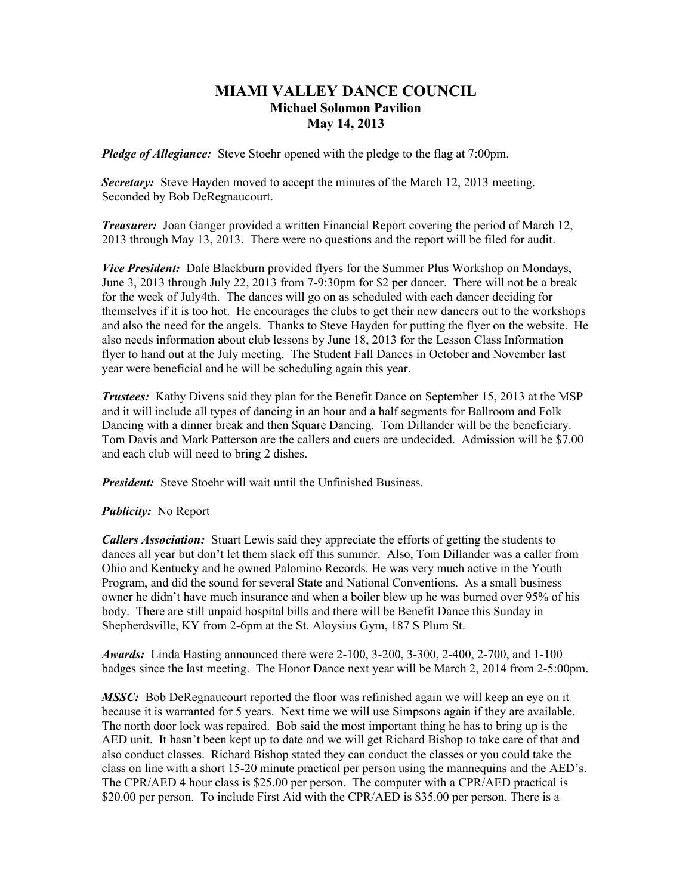# MIAMI VALLEY DANCE COUNCIL
## Michael Solomon Pavilion
## May 14, 2013

***Pledge of Allegiance:*** Steve Stoehr opened with the pledge to the flag at 7:00pm.

***Secretary:*** Steve Hayden moved to accept the minutes of the March 12, 2013 meeting. Seconded by Bob DeRegnaucourt.

***Treasurer:*** Joan Ganger provided a written Financial Report covering the period of March 12, 2013 through May 13, 2013. There were no questions and the report will be filed for audit.

***Vice President:*** Dale Blackburn provided flyers for the Summer Plus Workshop on Mondays, June 3, 2013 through July 22, 2013 from 7-9:30pm for $2 per dancer. There will not be a break for the week of July4th. The dances will go on as scheduled with each dancer deciding for themselves if it is too hot. He encourages the clubs to get their new dancers out to the workshops and also the need for the angels. Thanks to Steve Hayden for putting the flyer on the website. He also needs information about club lessons by June 18, 2013 for the Lesson Class Information flyer to hand out at the July meeting. The Student Fall Dances in October and November last year were beneficial and he will be scheduling again this year.

***Trustees:*** Kathy Divens said they plan for the Benefit Dance on September 15, 2013 at the MSP and it will include all types of dancing in an hour and a half segments for Ballroom and Folk Dancing with a dinner break and then Square Dancing. Tom Dillander will be the beneficiary. Tom Davis and Mark Patterson are the callers and cuers are undecided. Admission will be $7.00 and each club will need to bring 2 dishes.

***President:*** Steve Stoehr will wait until the Unfinished Business.

***Publicity:*** No Report

***Callers Association:*** Stuart Lewis said they appreciate the efforts of getting the students to dances all year but don't let them slack off this summer. Also, Tom Dillander was a caller from Ohio and Kentucky and he owned Palomino Records. He was very much active in the Youth Program, and did the sound for several State and National Conventions. As a small business owner he didn't have much insurance and when a boiler blew up he was burned over 95% of his body. There are still unpaid hospital bills and there will be Benefit Dance this Sunday in Shepherdsville, KY from 2-6pm at the St. Aloysius Gym, 187 S Plum St.

***Awards:*** Linda Hasting announced there were 2-100, 3-200, 3-300, 2-400, 2-700, and 1-100 badges since the last meeting. The Honor Dance next year will be March 2, 2014 from 2-5:00pm.

***MSSC:*** Bob DeRegnaucourt reported the floor was refinished again we will keep an eye on it because it is warranted for 5 years. Next time we will use Simpsons again if they are available. The north door lock was repaired. Bob said the most important thing he has to bring up is the AED unit. It hasn't been kept up to date and we will get Richard Bishop to take care of that and also conduct classes. Richard Bishop stated they can conduct the classes or you could take the class on line with a short 15-20 minute practical per person using the mannequins and the AED's. The CPR/AED 4 hour class is $25.00 per person. The computer with a CPR/AED practical is $20.00 per person. To include First Aid with the CPR/AED is $35.00 per person. There is a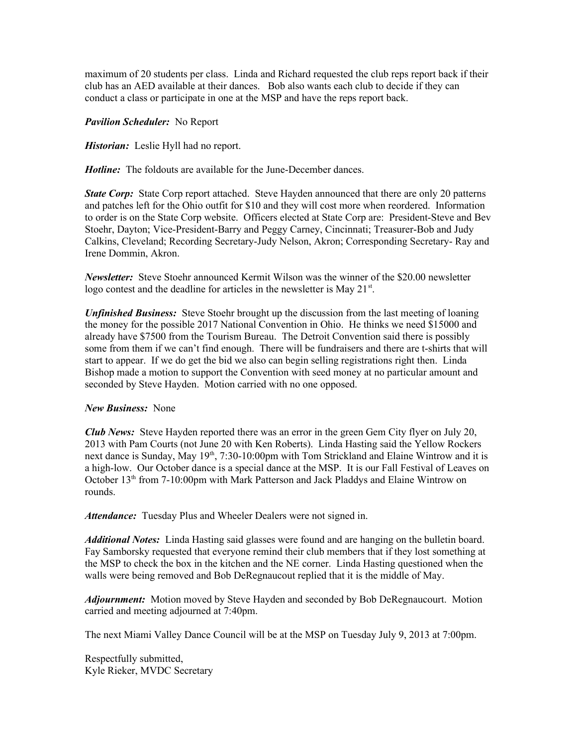maximum of 20 students per class. Linda and Richard requested the club reps report back if their club has an AED available at their dances. Bob also wants each club to decide if they can conduct a class or participate in one at the MSP and have the reps report back.

***Pavilion Scheduler:*** No Report

***Historian:*** Leslie Hyll had no report.

***Hotline:*** The foldouts are available for the June-December dances.

***State Corp:*** State Corp report attached. Steve Hayden announced that there are only 20 patterns and patches left for the Ohio outfit for $10 and they will cost more when reordered. Information to order is on the State Corp website. Officers elected at State Corp are: President-Steve and Bev Stoehr, Dayton; Vice-President-Barry and Peggy Carney, Cincinnati; Treasurer-Bob and Judy Calkins, Cleveland; Recording Secretary-Judy Nelson, Akron; Corresponding Secretary- Ray and Irene Dommin, Akron.

***Newsletter:*** Steve Stoehr announced Kermit Wilson was the winner of the $20.00 newsletter logo contest and the deadline for articles in the newsletter is May 21st.

***Unfinished Business:*** Steve Stoehr brought up the discussion from the last meeting of loaning the money for the possible 2017 National Convention in Ohio. He thinks we need $15000 and already have $7500 from the Tourism Bureau. The Detroit Convention said there is possibly some from them if we can't find enough. There will be fundraisers and there are t-shirts that will start to appear. If we do get the bid we also can begin selling registrations right then. Linda Bishop made a motion to support the Convention with seed money at no particular amount and seconded by Steve Hayden. Motion carried with no one opposed.

***New Business:*** None

***Club News:*** Steve Hayden reported there was an error in the green Gem City flyer on July 20, 2013 with Pam Courts (not June 20 with Ken Roberts). Linda Hasting said the Yellow Rockers next dance is Sunday, May 19th, 7:30-10:00pm with Tom Strickland and Elaine Wintrow and it is a high-low. Our October dance is a special dance at the MSP. It is our Fall Festival of Leaves on October 13th from 7-10:00pm with Mark Patterson and Jack Pladdys and Elaine Wintrow on rounds.

***Attendance:*** Tuesday Plus and Wheeler Dealers were not signed in.

***Additional Notes:*** Linda Hasting said glasses were found and are hanging on the bulletin board. Fay Samborsky requested that everyone remind their club members that if they lost something at the MSP to check the box in the kitchen and the NE corner. Linda Hasting questioned when the walls were being removed and Bob DeRegnaucout replied that it is the middle of May.

***Adjournment:*** Motion moved by Steve Hayden and seconded by Bob DeRegnaucourt. Motion carried and meeting adjourned at 7:40pm.

The next Miami Valley Dance Council will be at the MSP on Tuesday July 9, 2013 at 7:00pm.

Respectfully submitted,  
Kyle Rieker, MVDC Secretary